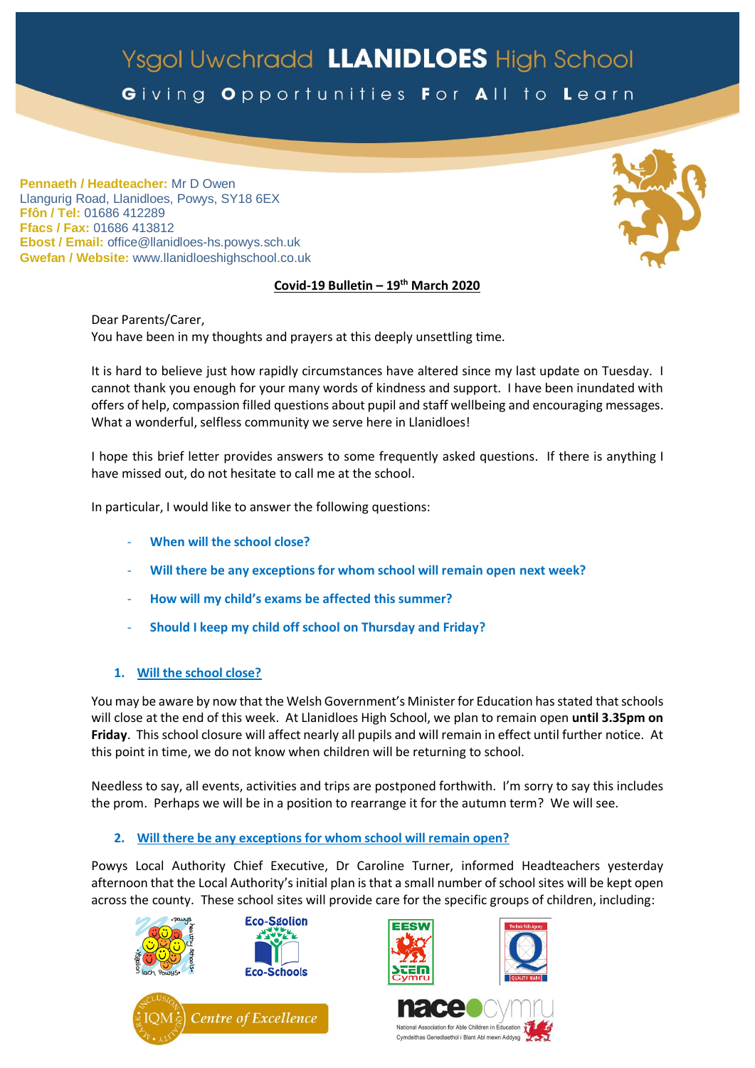# Ysgol Uwchradd LLANIDLOES High School

Giving Opportunities For All to Learn

**Pennaeth / Headteacher:** Mr D Owen
Llangurig Road, Llanidloes, Powys, SY18 6EX
**Ffôn / Tel:** 01686 412289
**Ffacs / Fax:** 01686 413812
**Ebost / Email:** office@llanidloes-hs.powys.sch.uk
**Gwefan / Website:** www.llanidloeshighschool.co.uk

## Covid-19 Bulletin – 19th March 2020

Dear Parents/Carer,
You have been in my thoughts and prayers at this deeply unsettling time.

It is hard to believe just how rapidly circumstances have altered since my last update on Tuesday. I cannot thank you enough for your many words of kindness and support. I have been inundated with offers of help, compassion filled questions about pupil and staff wellbeing and encouraging messages. What a wonderful, selfless community we serve here in Llanidloes!

I hope this brief letter provides answers to some frequently asked questions. If there is anything I have missed out, do not hesitate to call me at the school.

In particular, I would like to answer the following questions:

- **When will the school close?**
- **Will there be any exceptions for whom school will remain open next week?**
- **How will my child's exams be affected this summer?**
- **Should I keep my child off school on Thursday and Friday?**

### 1. Will the school close?

You may be aware by now that the Welsh Government's Minister for Education has stated that schools will close at the end of this week. At Llanidloes High School, we plan to remain open **until 3.35pm on Friday**. This school closure will affect nearly all pupils and will remain in effect until further notice. At this point in time, we do not know when children will be returning to school.

Needless to say, all events, activities and trips are postponed forthwith. I'm sorry to say this includes the prom. Perhaps we will be in a position to rearrange it for the autumn term? We will see.

### 2. Will there be any exceptions for whom school will remain open?

Powys Local Authority Chief Executive, Dr Caroline Turner, informed Headteachers yesterday afternoon that the Local Authority's initial plan is that a small number of school sites will be kept open across the county. These school sites will provide care for the specific groups of children, including: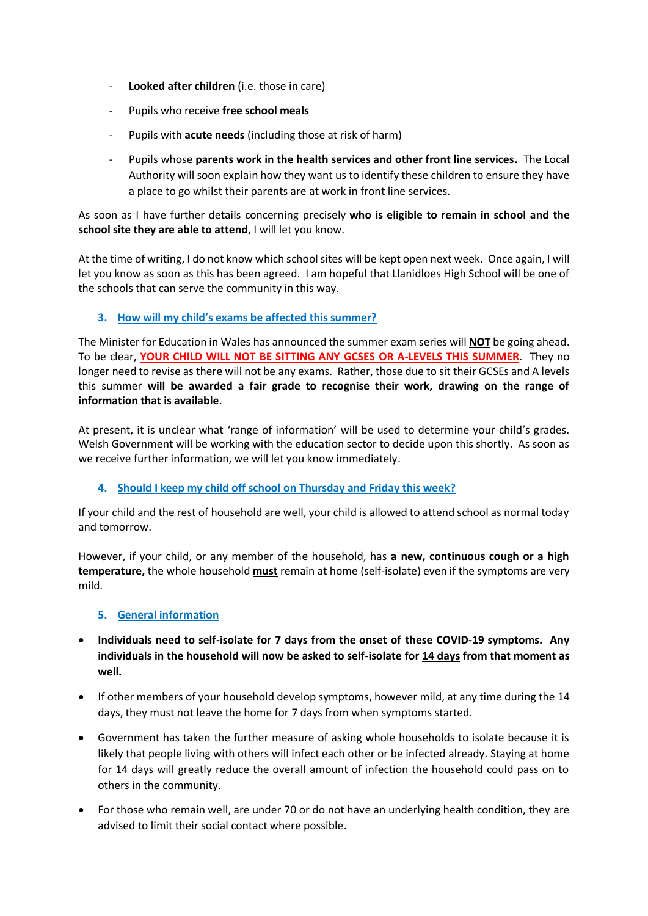- **Looked after children** (i.e. those in care)
- Pupils who receive **free school meals**
- Pupils with **acute needs** (including those at risk of harm)
- Pupils whose **parents work in the health services and other front line services.** The Local Authority will soon explain how they want us to identify these children to ensure they have a place to go whilst their parents are at work in front line services.

As soon as I have further details concerning precisely **who is eligible to remain in school and the school site they are able to attend**, I will let you know.

At the time of writing, I do not know which school sites will be kept open next week. Once again, I will let you know as soon as this has been agreed. I am hopeful that Llanidloes High School will be one of the schools that can serve the community in this way.

### 3. How will my child's exams be affected this summer?

The Minister for Education in Wales has announced the summer exam series will **NOT** be going ahead. To be clear, **YOUR CHILD WILL NOT BE SITTING ANY GCSES OR A-LEVELS THIS SUMMER**. They no longer need to revise as there will not be any exams. Rather, those due to sit their GCSEs and A levels this summer **will be awarded a fair grade to recognise their work, drawing on the range of information that is available**.

At present, it is unclear what 'range of information' will be used to determine your child's grades. Welsh Government will be working with the education sector to decide upon this shortly. As soon as we receive further information, we will let you know immediately.

### 4. Should I keep my child off school on Thursday and Friday this week?

If your child and the rest of household are well, your child is allowed to attend school as normal today and tomorrow.

However, if your child, or any member of the household, has **a new, continuous cough or a high temperature,** the whole household **must** remain at home (self-isolate) even if the symptoms are very mild.

### 5. General information

- **Individuals need to self-isolate for 7 days from the onset of these COVID-19 symptoms. Any individuals in the household will now be asked to self-isolate for 14 days from that moment as well.**
- If other members of your household develop symptoms, however mild, at any time during the 14 days, they must not leave the home for 7 days from when symptoms started.
- Government has taken the further measure of asking whole households to isolate because it is likely that people living with others will infect each other or be infected already. Staying at home for 14 days will greatly reduce the overall amount of infection the household could pass on to others in the community.
- For those who remain well, are under 70 or do not have an underlying health condition, they are advised to limit their social contact where possible.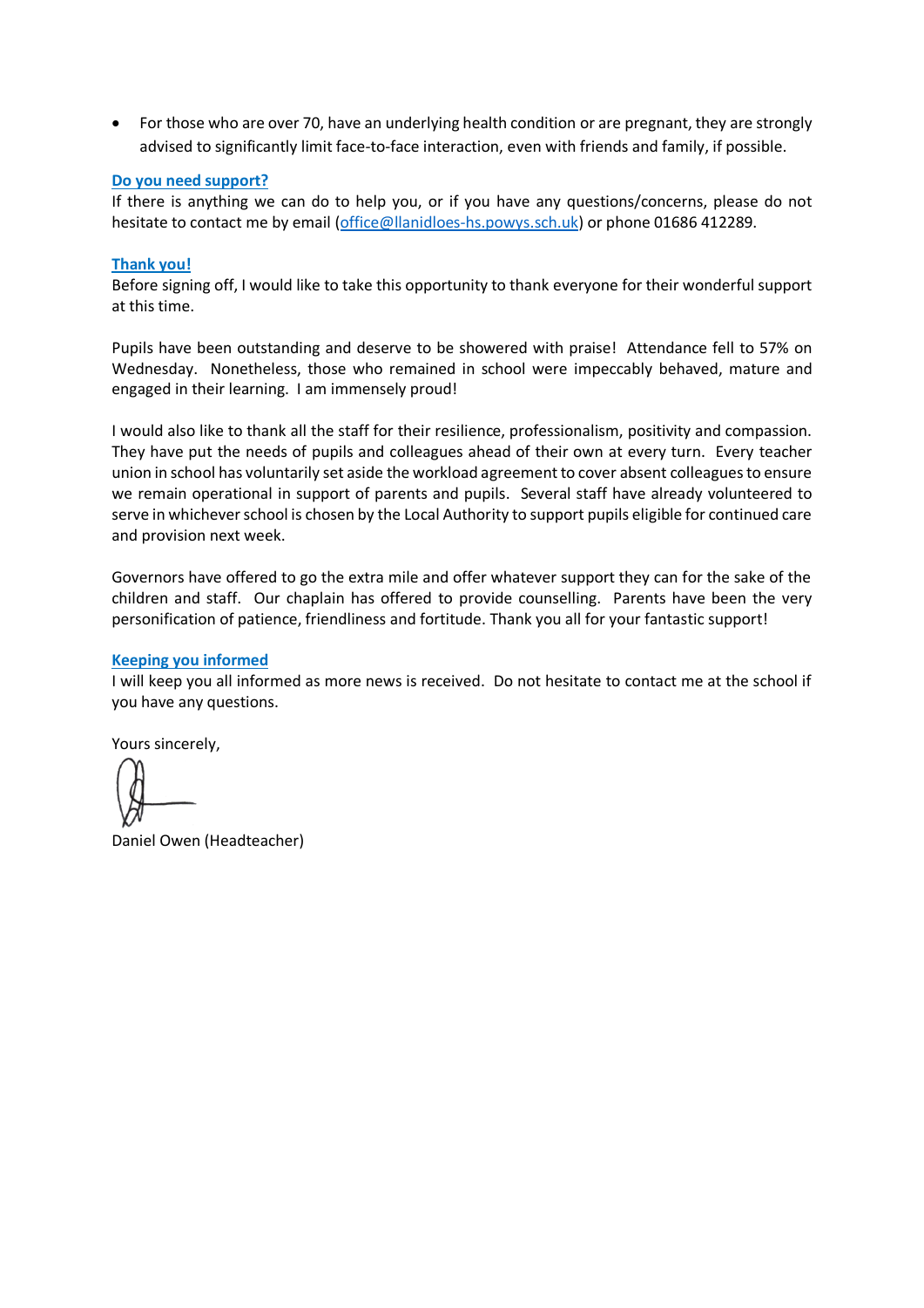- For those who are over 70, have an underlying health condition or are pregnant, they are strongly advised to significantly limit face-to-face interaction, even with friends and family, if possible.

## Do you need support?

If there is anything we can do to help you, or if you have any questions/concerns, please do not hesitate to contact me by email (office@llanidloes-hs.powys.sch.uk) or phone 01686 412289.

## Thank you!

Before signing off, I would like to take this opportunity to thank everyone for their wonderful support at this time.

Pupils have been outstanding and deserve to be showered with praise! Attendance fell to 57% on Wednesday. Nonetheless, those who remained in school were impeccably behaved, mature and engaged in their learning. I am immensely proud!

I would also like to thank all the staff for their resilience, professionalism, positivity and compassion. They have put the needs of pupils and colleagues ahead of their own at every turn. Every teacher union in school has voluntarily set aside the workload agreement to cover absent colleagues to ensure we remain operational in support of parents and pupils. Several staff have already volunteered to serve in whichever school is chosen by the Local Authority to support pupils eligible for continued care and provision next week.

Governors have offered to go the extra mile and offer whatever support they can for the sake of the children and staff. Our chaplain has offered to provide counselling. Parents have been the very personification of patience, friendliness and fortitude. Thank you all for your fantastic support!

## Keeping you informed

I will keep you all informed as more news is received. Do not hesitate to contact me at the school if you have any questions.

Yours sincerely,

Daniel Owen (Headteacher)